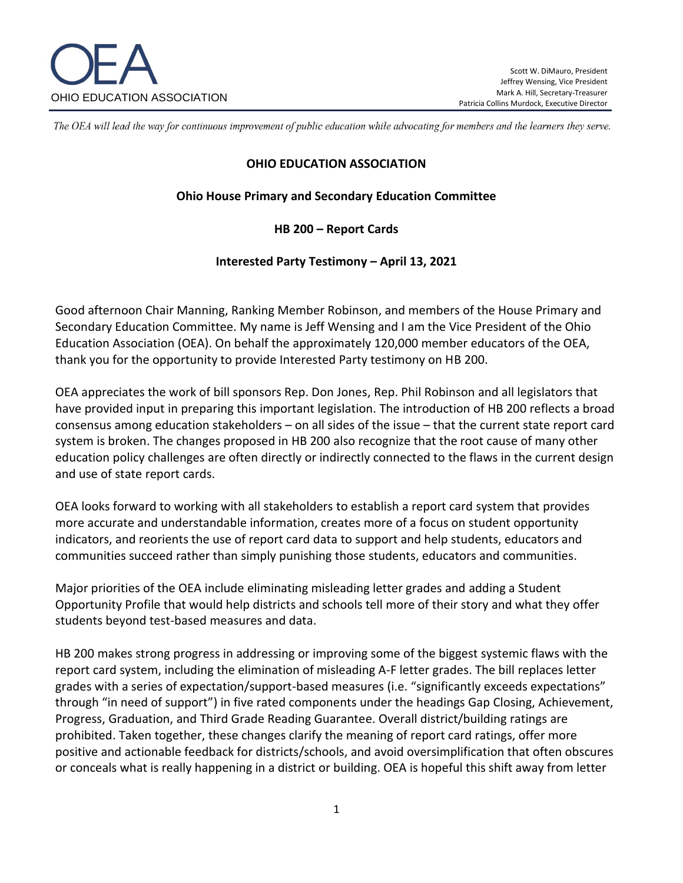# OHIO EDUCATION ASSOCIATION

Scott W. DiMauro, President
Jeffrey Wensing, Vice President
Mark A. Hill, Secretary-Treasurer
Patricia Collins Murdock, Executive Director

*The OEA will lead the way for continuous improvement of public education while advocating for members and the learners they serve.*

**OHIO EDUCATION ASSOCIATION**

**Ohio House Primary and Secondary Education Committee**

**HB 200 – Report Cards**

**Interested Party Testimony – April 13, 2021**

Good afternoon Chair Manning, Ranking Member Robinson, and members of the House Primary and Secondary Education Committee. My name is Jeff Wensing and I am the Vice President of the Ohio Education Association (OEA). On behalf the approximately 120,000 member educators of the OEA, thank you for the opportunity to provide Interested Party testimony on HB 200.

OEA appreciates the work of bill sponsors Rep. Don Jones, Rep. Phil Robinson and all legislators that have provided input in preparing this important legislation. The introduction of HB 200 reflects a broad consensus among education stakeholders – on all sides of the issue – that the current state report card system is broken. The changes proposed in HB 200 also recognize that the root cause of many other education policy challenges are often directly or indirectly connected to the flaws in the current design and use of state report cards.

OEA looks forward to working with all stakeholders to establish a report card system that provides more accurate and understandable information, creates more of a focus on student opportunity indicators, and reorients the use of report card data to support and help students, educators and communities succeed rather than simply punishing those students, educators and communities.

Major priorities of the OEA include eliminating misleading letter grades and adding a Student Opportunity Profile that would help districts and schools tell more of their story and what they offer students beyond test-based measures and data.

HB 200 makes strong progress in addressing or improving some of the biggest systemic flaws with the report card system, including the elimination of misleading A-F letter grades. The bill replaces letter grades with a series of expectation/support-based measures (i.e. "significantly exceeds expectations" through "in need of support") in five rated components under the headings Gap Closing, Achievement, Progress, Graduation, and Third Grade Reading Guarantee. Overall district/building ratings are prohibited. Taken together, these changes clarify the meaning of report card ratings, offer more positive and actionable feedback for districts/schools, and avoid oversimplification that often obscures or conceals what is really happening in a district or building. OEA is hopeful this shift away from letter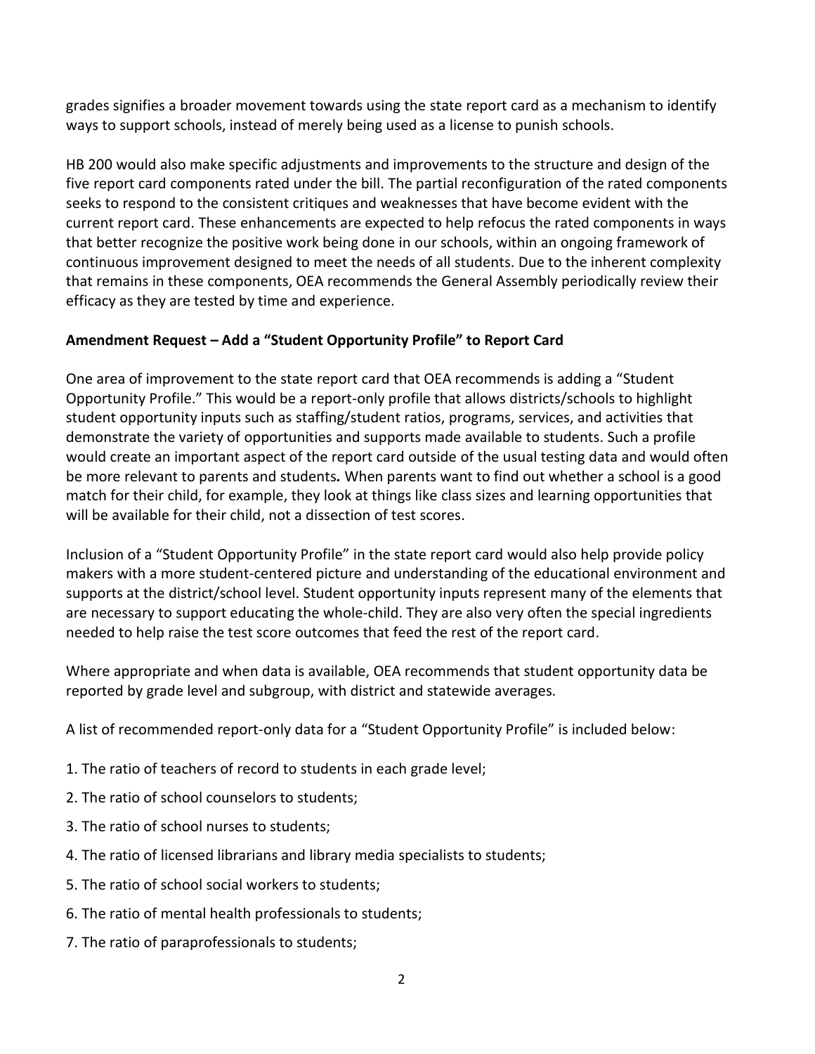grades signifies a broader movement towards using the state report card as a mechanism to identify ways to support schools, instead of merely being used as a license to punish schools.

HB 200 would also make specific adjustments and improvements to the structure and design of the five report card components rated under the bill. The partial reconfiguration of the rated components seeks to respond to the consistent critiques and weaknesses that have become evident with the current report card. These enhancements are expected to help refocus the rated components in ways that better recognize the positive work being done in our schools, within an ongoing framework of continuous improvement designed to meet the needs of all students. Due to the inherent complexity that remains in these components, OEA recommends the General Assembly periodically review their efficacy as they are tested by time and experience.

**Amendment Request – Add a "Student Opportunity Profile" to Report Card**

One area of improvement to the state report card that OEA recommends is adding a "Student Opportunity Profile." This would be a report-only profile that allows districts/schools to highlight student opportunity inputs such as staffing/student ratios, programs, services, and activities that demonstrate the variety of opportunities and supports made available to students. Such a profile would create an important aspect of the report card outside of the usual testing data and would often be more relevant to parents and students**.** When parents want to find out whether a school is a good match for their child, for example, they look at things like class sizes and learning opportunities that will be available for their child, not a dissection of test scores.

Inclusion of a "Student Opportunity Profile" in the state report card would also help provide policy makers with a more student-centered picture and understanding of the educational environment and supports at the district/school level. Student opportunity inputs represent many of the elements that are necessary to support educating the whole-child. They are also very often the special ingredients needed to help raise the test score outcomes that feed the rest of the report card.

Where appropriate and when data is available, OEA recommends that student opportunity data be reported by grade level and subgroup, with district and statewide averages.

A list of recommended report-only data for a "Student Opportunity Profile" is included below:

1. The ratio of teachers of record to students in each grade level;
2. The ratio of school counselors to students;
3. The ratio of school nurses to students;
4. The ratio of licensed librarians and library media specialists to students;
5. The ratio of school social workers to students;
6. The ratio of mental health professionals to students;
7. The ratio of paraprofessionals to students;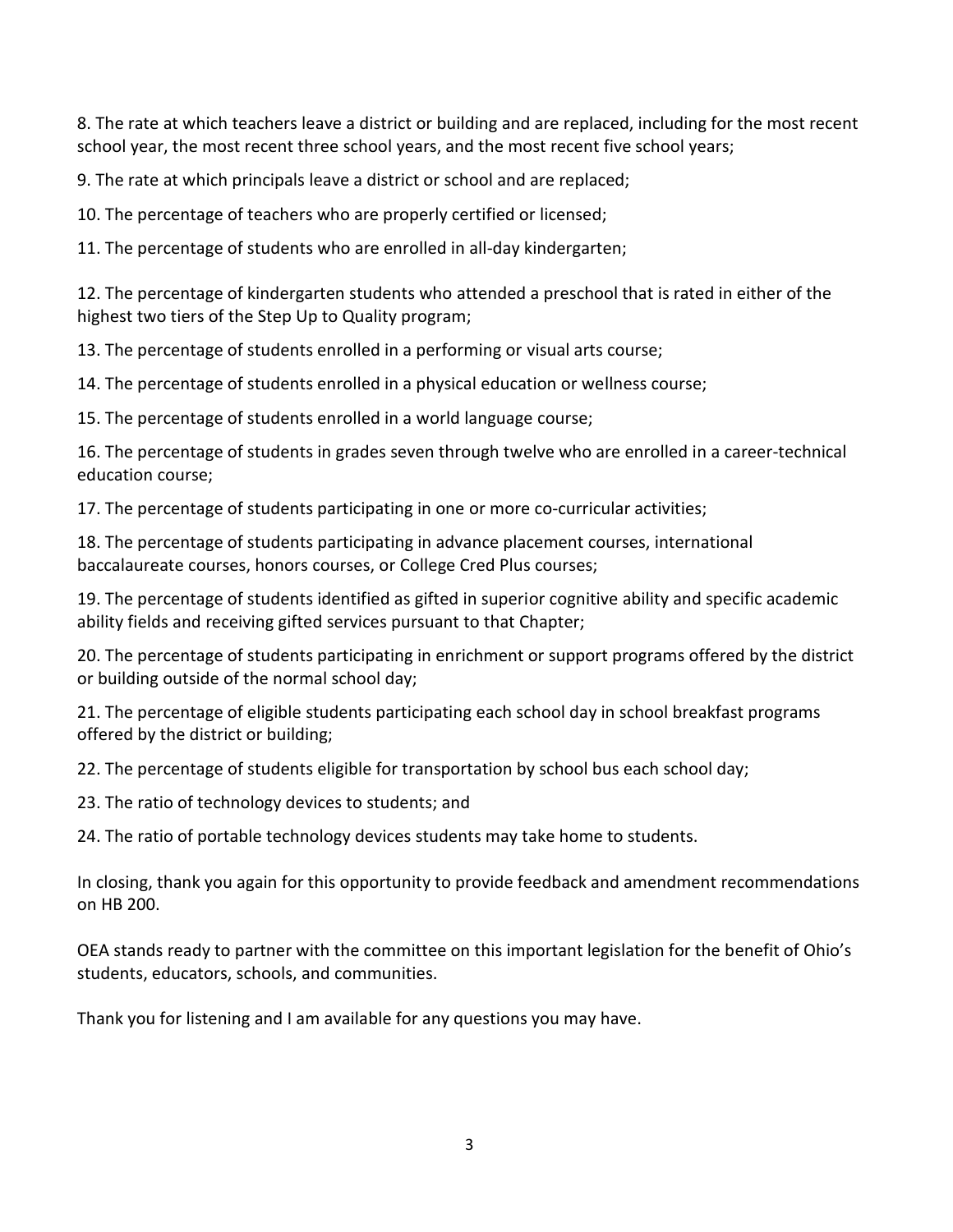8. The rate at which teachers leave a district or building and are replaced, including for the most recent school year, the most recent three school years, and the most recent five school years;

9. The rate at which principals leave a district or school and are replaced;

10. The percentage of teachers who are properly certified or licensed;

11. The percentage of students who are enrolled in all-day kindergarten;

12. The percentage of kindergarten students who attended a preschool that is rated in either of the highest two tiers of the Step Up to Quality program;

13. The percentage of students enrolled in a performing or visual arts course;

14. The percentage of students enrolled in a physical education or wellness course;

15. The percentage of students enrolled in a world language course;

16. The percentage of students in grades seven through twelve who are enrolled in a career-technical education course;

17. The percentage of students participating in one or more co-curricular activities;

18. The percentage of students participating in advance placement courses, international baccalaureate courses, honors courses, or College Cred Plus courses;

19. The percentage of students identified as gifted in superior cognitive ability and specific academic ability fields and receiving gifted services pursuant to that Chapter;

20. The percentage of students participating in enrichment or support programs offered by the district or building outside of the normal school day;

21. The percentage of eligible students participating each school day in school breakfast programs offered by the district or building;

22. The percentage of students eligible for transportation by school bus each school day;

23. The ratio of technology devices to students; and

24. The ratio of portable technology devices students may take home to students.

In closing, thank you again for this opportunity to provide feedback and amendment recommendations on HB 200.

OEA stands ready to partner with the committee on this important legislation for the benefit of Ohio's students, educators, schools, and communities.

Thank you for listening and I am available for any questions you may have.